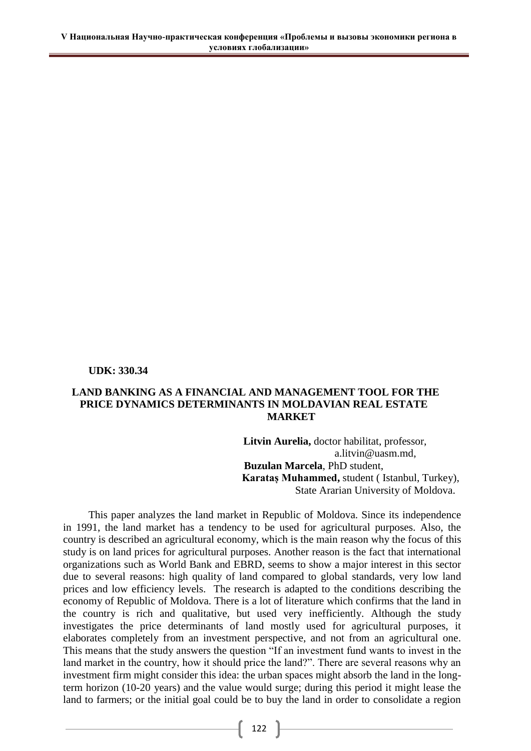**UDK: 330.34**

# LAND BANKING AS A FINANCIAL AND MANAGEMENT TOOL FOR THE PRICE DYNAMICS DETERMINANTS IN MOLDAVIAN REAL ESTATE MARKET

**Litvin Aurelia,** doctor habilitat, professor,
a.litvin@uasm.md,
**Buzulan Marcela**, PhD student,
**Karataş Muhammed,** student ( Istanbul, Turkey),
State Ararian University of Moldova.

This paper analyzes the land market in Republic of Moldova. Since its independence in 1991, the land market has a tendency to be used for agricultural purposes. Also, the country is described an agricultural economy, which is the main reason why the focus of this study is on land prices for agricultural purposes. Another reason is the fact that international organizations such as World Bank and EBRD, seems to show a major interest in this sector due to several reasons: high quality of land compared to global standards, very low land prices and low efficiency levels. The research is adapted to the conditions describing the economy of Republic of Moldova. There is a lot of literature which confirms that the land in the country is rich and qualitative, but used very inefficiently. Although the study investigates the price determinants of land mostly used for agricultural purposes, it elaborates completely from an investment perspective, and not from an agricultural one. This means that the study answers the question "If an investment fund wants to invest in the land market in the country, how it should price the land?". There are several reasons why an investment firm might consider this idea: the urban spaces might absorb the land in the long-term horizon (10-20 years) and the value would surge; during this period it might lease the land to farmers; or the initial goal could be to buy the land in order to consolidate a region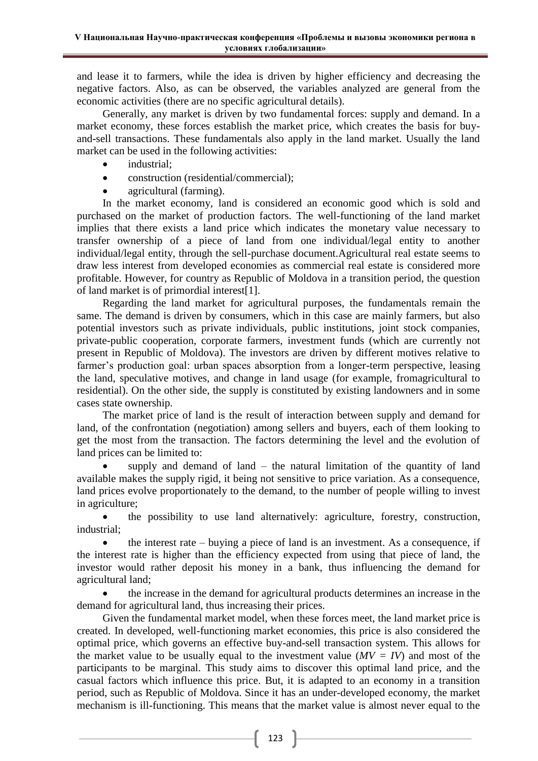and lease it to farmers, while the idea is driven by higher efficiency and decreasing the negative factors. Also, as can be observed, the variables analyzed are general from the economic activities (there are no specific agricultural details).

Generally, any market is driven by two fundamental forces: supply and demand. In a market economy, these forces establish the market price, which creates the basis for buy-and-sell transactions. These fundamentals also apply in the land market. Usually the land market can be used in the following activities:

- industrial;
- construction (residential/commercial);
- agricultural (farming).

In the market economy, land is considered an economic good which is sold and purchased on the market of production factors. The well-functioning of the land market implies that there exists a land price which indicates the monetary value necessary to transfer ownership of a piece of land from one individual/legal entity to another individual/legal entity, through the sell-purchase document.Agricultural real estate seems to draw less interest from developed economies as commercial real estate is considered more profitable. However, for country as Republic of Moldova in a transition period, the question of land market is of primordial interest[1].

Regarding the land market for agricultural purposes, the fundamentals remain the same. The demand is driven by consumers, which in this case are mainly farmers, but also potential investors such as private individuals, public institutions, joint stock companies, private-public cooperation, corporate farmers, investment funds (which are currently not present in Republic of Moldova). The investors are driven by different motives relative to farmer's production goal: urban spaces absorption from a longer-term perspective, leasing the land, speculative motives, and change in land usage (for example, fromagricultural to residential). On the other side, the supply is constituted by existing landowners and in some cases state ownership.

The market price of land is the result of interaction between supply and demand for land, of the confrontation (negotiation) among sellers and buyers, each of them looking to get the most from the transaction. The factors determining the level and the evolution of land prices can be limited to:

- supply and demand of land – the natural limitation of the quantity of land available makes the supply rigid, it being not sensitive to price variation. As a consequence, land prices evolve proportionately to the demand, to the number of people willing to invest in agriculture;
- the possibility to use land alternatively: agriculture, forestry, construction, industrial;
- the interest rate – buying a piece of land is an investment. As a consequence, if the interest rate is higher than the efficiency expected from using that piece of land, the investor would rather deposit his money in a bank, thus influencing the demand for agricultural land;
- the increase in the demand for agricultural products determines an increase in the demand for agricultural land, thus increasing their prices.

Given the fundamental market model, when these forces meet, the land market price is created. In developed, well-functioning market economies, this price is also considered the optimal price, which governs an effective buy-and-sell transaction system. This allows for the market value to be usually equal to the investment value ($MV = IV$) and most of the participants to be marginal. This study aims to discover this optimal land price, and the casual factors which influence this price. But, it is adapted to an economy in a transition period, such as Republic of Moldova. Since it has an under-developed economy, the market mechanism is ill-functioning. This means that the market value is almost never equal to the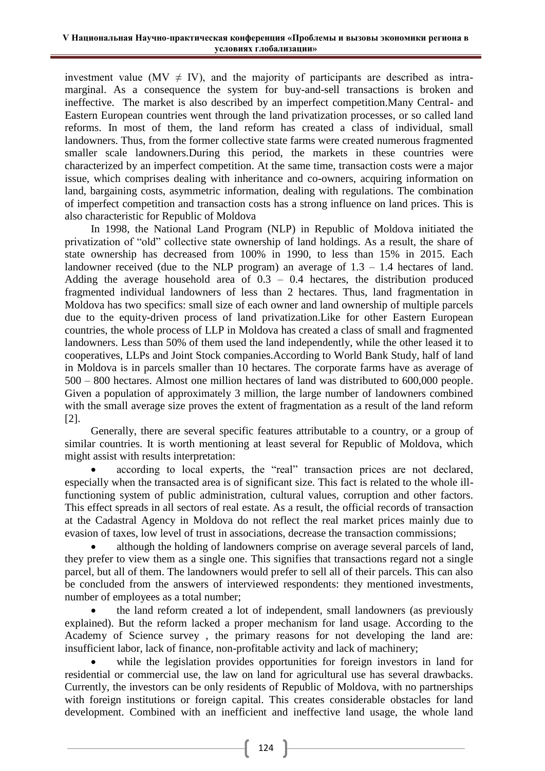investment value ($MV \neq IV$), and the majority of participants are described as intra-marginal. As a consequence the system for buy-and-sell transactions is broken and ineffective. The market is also described by an imperfect competition.Many Central- and Eastern European countries went through the land privatization processes, or so called land reforms. In most of them, the land reform has created a class of individual, small landowners. Thus, from the former collective state farms were created numerous fragmented smaller scale landowners.During this period, the markets in these countries were characterized by an imperfect competition. At the same time, transaction costs were a major issue, which comprises dealing with inheritance and co-owners, acquiring information on land, bargaining costs, asymmetric information, dealing with regulations. The combination of imperfect competition and transaction costs has a strong influence on land prices. This is also characteristic for Republic of Moldova

In 1998, the National Land Program (NLP) in Republic of Moldova initiated the privatization of "old" collective state ownership of land holdings. As a result, the share of state ownership has decreased from 100% in 1990, to less than 15% in 2015. Each landowner received (due to the NLP program) an average of 1.3 – 1.4 hectares of land. Adding the average household area of 0.3 – 0.4 hectares, the distribution produced fragmented individual landowners of less than 2 hectares. Thus, land fragmentation in Moldova has two specifics: small size of each owner and land ownership of multiple parcels due to the equity-driven process of land privatization.Like for other Eastern European countries, the whole process of LLP in Moldova has created a class of small and fragmented landowners. Less than 50% of them used the land independently, while the other leased it to cooperatives, LLPs and Joint Stock companies.According to World Bank Study, half of land in Moldova is in parcels smaller than 10 hectares. The corporate farms have as average of 500 – 800 hectares. Almost one million hectares of land was distributed to 600,000 people. Given a population of approximately 3 million, the large number of landowners combined with the small average size proves the extent of fragmentation as a result of the land reform [2].

Generally, there are several specific features attributable to a country, or a group of similar countries. It is worth mentioning at least several for Republic of Moldova, which might assist with results interpretation:

- according to local experts, the "real" transaction prices are not declared, especially when the transacted area is of significant size. This fact is related to the whole ill-functioning system of public administration, cultural values, corruption and other factors. This effect spreads in all sectors of real estate. As a result, the official records of transaction at the Cadastral Agency in Moldova do not reflect the real market prices mainly due to evasion of taxes, low level of trust in associations, decrease the transaction commissions;
- although the holding of landowners comprise on average several parcels of land, they prefer to view them as a single one. This signifies that transactions regard not a single parcel, but all of them. The landowners would prefer to sell all of their parcels. This can also be concluded from the answers of interviewed respondents: they mentioned investments, number of employees as a total number;
- the land reform created a lot of independent, small landowners (as previously explained). But the reform lacked a proper mechanism for land usage. According to the Academy of Science survey , the primary reasons for not developing the land are: insufficient labor, lack of finance, non-profitable activity and lack of machinery;
- while the legislation provides opportunities for foreign investors in land for residential or commercial use, the law on land for agricultural use has several drawbacks. Currently, the investors can be only residents of Republic of Moldova, with no partnerships with foreign institutions or foreign capital. This creates considerable obstacles for land development. Combined with an inefficient and ineffective land usage, the whole land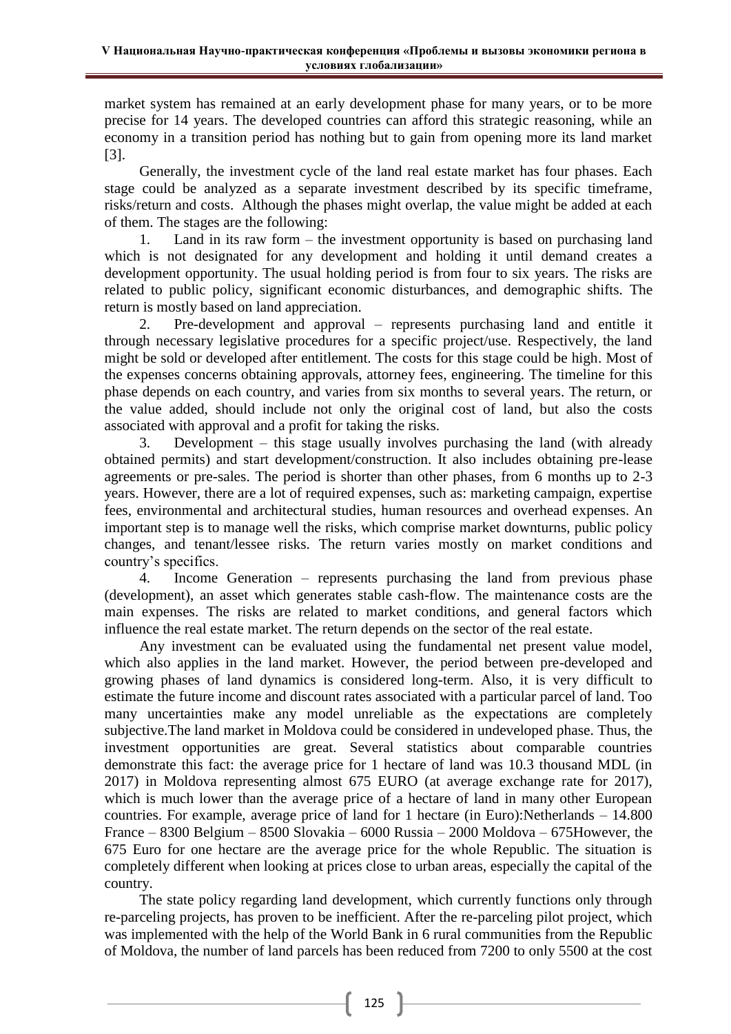market system has remained at an early development phase for many years, or to be more precise for 14 years. The developed countries can afford this strategic reasoning, while an economy in a transition period has nothing but to gain from opening more its land market [3].

Generally, the investment cycle of the land real estate market has four phases. Each stage could be analyzed as a separate investment described by its specific timeframe, risks/return and costs. Although the phases might overlap, the value might be added at each of them. The stages are the following:

1. Land in its raw form – the investment opportunity is based on purchasing land which is not designated for any development and holding it until demand creates a development opportunity. The usual holding period is from four to six years. The risks are related to public policy, significant economic disturbances, and demographic shifts. The return is mostly based on land appreciation.
2. Pre-development and approval – represents purchasing land and entitle it through necessary legislative procedures for a specific project/use. Respectively, the land might be sold or developed after entitlement. The costs for this stage could be high. Most of the expenses concerns obtaining approvals, attorney fees, engineering. The timeline for this phase depends on each country, and varies from six months to several years. The return, or the value added, should include not only the original cost of land, but also the costs associated with approval and a profit for taking the risks.
3. Development – this stage usually involves purchasing the land (with already obtained permits) and start development/construction. It also includes obtaining pre-lease agreements or pre-sales. The period is shorter than other phases, from 6 months up to 2-3 years. However, there are a lot of required expenses, such as: marketing campaign, expertise fees, environmental and architectural studies, human resources and overhead expenses. An important step is to manage well the risks, which comprise market downturns, public policy changes, and tenant/lessee risks. The return varies mostly on market conditions and country's specifics.
4. Income Generation – represents purchasing the land from previous phase (development), an asset which generates stable cash-flow. The maintenance costs are the main expenses. The risks are related to market conditions, and general factors which influence the real estate market. The return depends on the sector of the real estate.

Any investment can be evaluated using the fundamental net present value model, which also applies in the land market. However, the period between pre-developed and growing phases of land dynamics is considered long-term. Also, it is very difficult to estimate the future income and discount rates associated with a particular parcel of land. Too many uncertainties make any model unreliable as the expectations are completely subjective.The land market in Moldova could be considered in undeveloped phase. Thus, the investment opportunities are great. Several statistics about comparable countries demonstrate this fact: the average price for 1 hectare of land was 10.3 thousand MDL (in 2017) in Moldova representing almost 675 EURO (at average exchange rate for 2017), which is much lower than the average price of a hectare of land in many other European countries. For example, average price of land for 1 hectare (in Euro):Netherlands – 14.800 France – 8300 Belgium – 8500 Slovakia – 6000 Russia – 2000 Moldova – 675However, the 675 Euro for one hectare are the average price for the whole Republic. The situation is completely different when looking at prices close to urban areas, especially the capital of the country.

The state policy regarding land development, which currently functions only through re-parceling projects, has proven to be inefficient. After the re-parceling pilot project, which was implemented with the help of the World Bank in 6 rural communities from the Republic of Moldova, the number of land parcels has been reduced from 7200 to only 5500 at the cost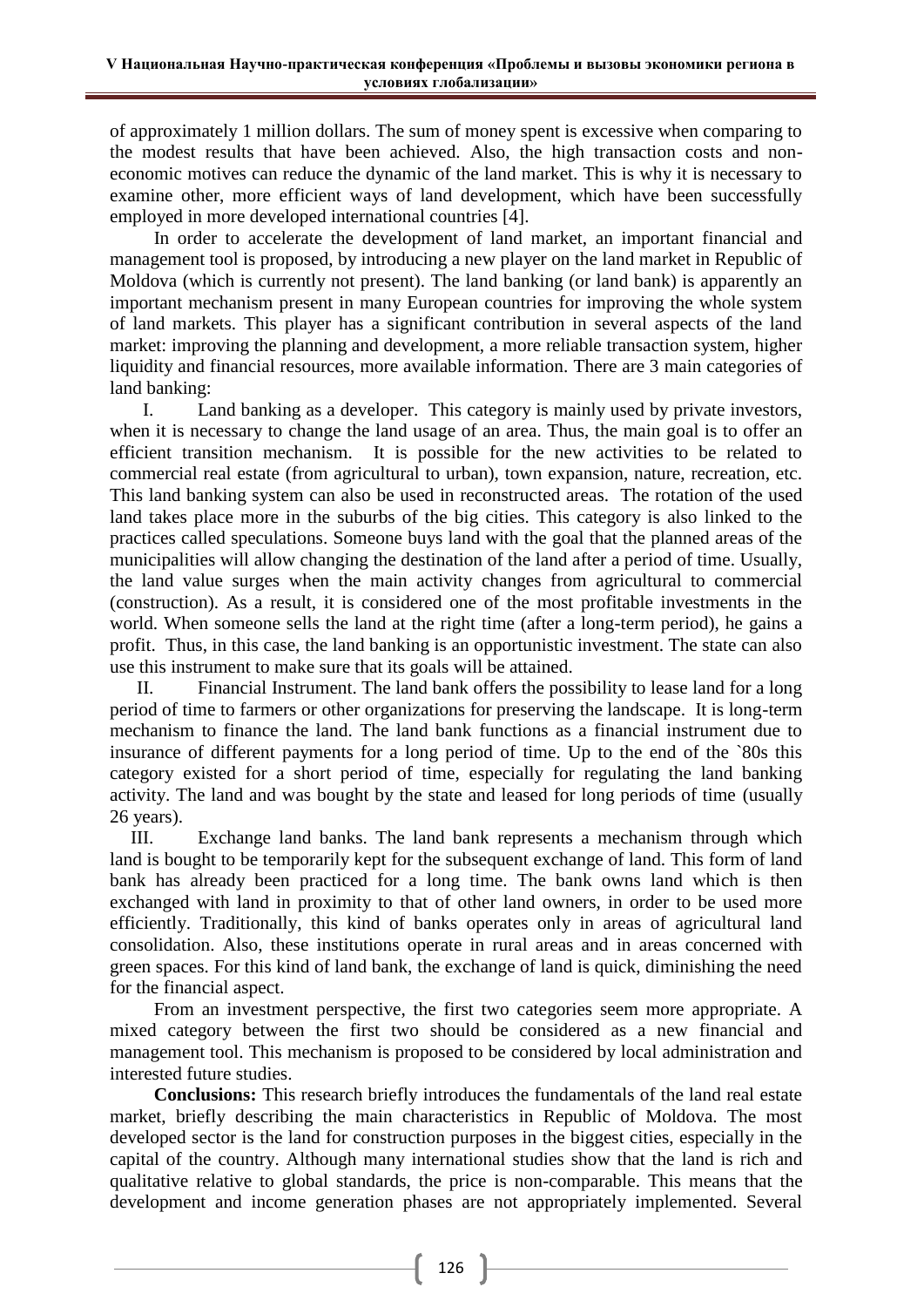of approximately 1 million dollars. The sum of money spent is excessive when comparing to the modest results that have been achieved. Also, the high transaction costs and non-economic motives can reduce the dynamic of the land market. This is why it is necessary to examine other, more efficient ways of land development, which have been successfully employed in more developed international countries [4].

In order to accelerate the development of land market, an important financial and management tool is proposed, by introducing a new player on the land market in Republic of Moldova (which is currently not present). The land banking (or land bank) is apparently an important mechanism present in many European countries for improving the whole system of land markets. This player has a significant contribution in several aspects of the land market: improving the planning and development, a more reliable transaction system, higher liquidity and financial resources, more available information. There are 3 main categories of land banking:

I. Land banking as a developer. This category is mainly used by private investors, when it is necessary to change the land usage of an area. Thus, the main goal is to offer an efficient transition mechanism. It is possible for the new activities to be related to commercial real estate (from agricultural to urban), town expansion, nature, recreation, etc. This land banking system can also be used in reconstructed areas. The rotation of the used land takes place more in the suburbs of the big cities. This category is also linked to the practices called speculations. Someone buys land with the goal that the planned areas of the municipalities will allow changing the destination of the land after a period of time. Usually, the land value surges when the main activity changes from agricultural to commercial (construction). As a result, it is considered one of the most profitable investments in the world. When someone sells the land at the right time (after a long-term period), he gains a profit. Thus, in this case, the land banking is an opportunistic investment. The state can also use this instrument to make sure that its goals will be attained.

II. Financial Instrument. The land bank offers the possibility to lease land for a long period of time to farmers or other organizations for preserving the landscape. It is long-term mechanism to finance the land. The land bank functions as a financial instrument due to insurance of different payments for a long period of time. Up to the end of the `80s this category existed for a short period of time, especially for regulating the land banking activity. The land and was bought by the state and leased for long periods of time (usually 26 years).

III. Exchange land banks. The land bank represents a mechanism through which land is bought to be temporarily kept for the subsequent exchange of land. This form of land bank has already been practiced for a long time. The bank owns land which is then exchanged with land in proximity to that of other land owners, in order to be used more efficiently. Traditionally, this kind of banks operates only in areas of agricultural land consolidation. Also, these institutions operate in rural areas and in areas concerned with green spaces. For this kind of land bank, the exchange of land is quick, diminishing the need for the financial aspect.

From an investment perspective, the first two categories seem more appropriate. A mixed category between the first two should be considered as a new financial and management tool. This mechanism is proposed to be considered by local administration and interested future studies.

**Conclusions:** This research briefly introduces the fundamentals of the land real estate market, briefly describing the main characteristics in Republic of Moldova. The most developed sector is the land for construction purposes in the biggest cities, especially in the capital of the country. Although many international studies show that the land is rich and qualitative relative to global standards, the price is non-comparable. This means that the development and income generation phases are not appropriately implemented. Several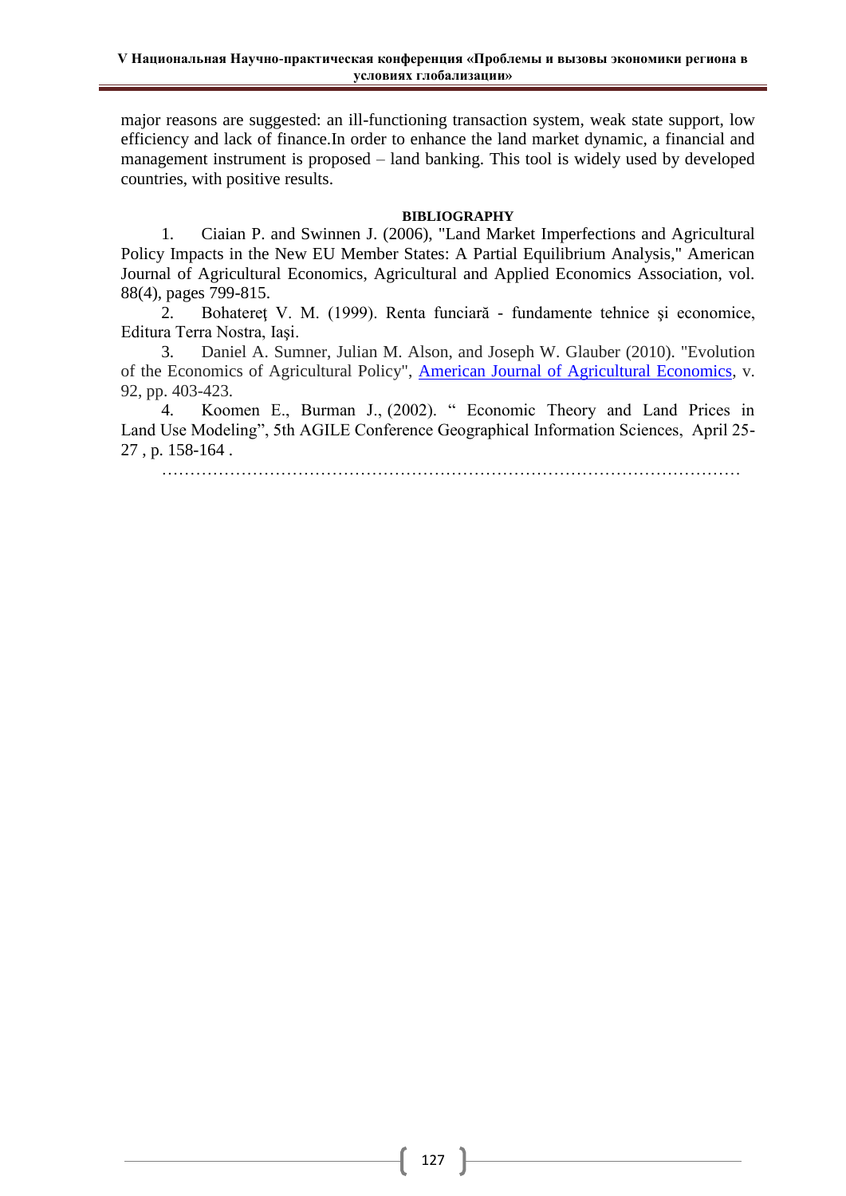major reasons are suggested: an ill-functioning transaction system, weak state support, low efficiency and lack of finance.In order to enhance the land market dynamic, a financial and management instrument is proposed – land banking. This tool is widely used by developed countries, with positive results.

**BIBLIOGRAPHY**

1. Ciaian P. and Swinnen J. (2006), "Land Market Imperfections and Agricultural Policy Impacts in the New EU Member States: A Partial Equilibrium Analysis," American Journal of Agricultural Economics, Agricultural and Applied Economics Association, vol. 88(4), pages 799-815.
2. Bohatereţ V. M. (1999). Renta funciară - fundamente tehnice şi economice, Editura Terra Nostra, Iaşi.
3. Daniel A. Sumner, Julian M. Alson, and Joseph W. Glauber (2010). "Evolution of the Economics of Agricultural Policy", American Journal of Agricultural Economics, v. 92, pp. 403-423.
4. Koomen E., Burman J., (2002). " Economic Theory and Land Prices in Land Use Modeling", 5th AGILE Conference Geographical Information Sciences, April 25-27 , p. 158-164 .

…………………………………………………………………………………………